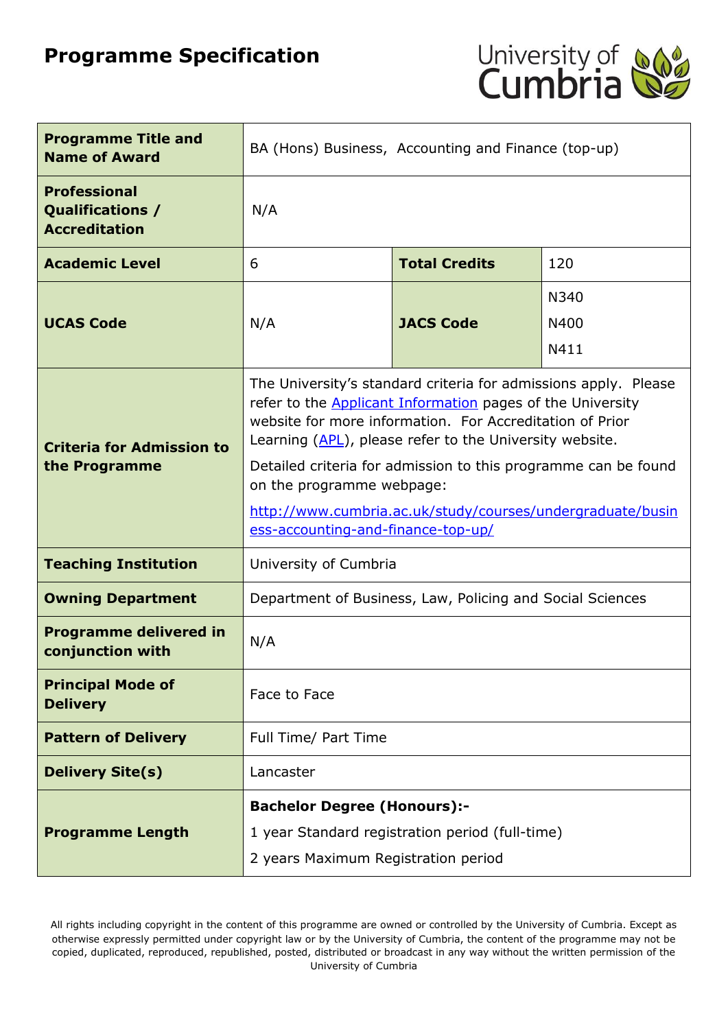# Programme Specification

| Programme Title and Name of Award | BA (Hons) Business, Accounting and Finance (top-up) | | |
|---|---|---|---|
| Professional Qualifications / Accreditation | N/A | | |
| Academic Level | 6 | Total Credits | 120 |
| UCAS Code | N/A | JACS Code | N340<br>N400<br>N411 |
| Criteria for Admission to the Programme | The University's standard criteria for admissions apply. Please refer to the Applicant Information pages of the University website for more information. For Accreditation of Prior Learning (APL), please refer to the University website.<br><br>Detailed criteria for admission to this programme can be found on the programme webpage:<br><br>http://www.cumbria.ac.uk/study/courses/undergraduate/business-accounting-and-finance-top-up/ | | |
| Teaching Institution | University of Cumbria | | |
| Owning Department | Department of Business, Law, Policing and Social Sciences | | |
| Programme delivered in conjunction with | N/A | | |
| Principal Mode of Delivery | Face to Face | | |
| Pattern of Delivery | Full Time/ Part Time | | |
| Delivery Site(s) | Lancaster | | |
| Programme Length | **Bachelor Degree (Honours):-**<br><br>1 year Standard registration period (full-time)<br><br>2 years Maximum Registration period | | |

All rights including copyright in the content of this programme are owned or controlled by the University of Cumbria. Except as otherwise expressly permitted under copyright law or by the University of Cumbria, the content of the programme may not be copied, duplicated, reproduced, republished, posted, distributed or broadcast in any way without the written permission of the University of Cumbria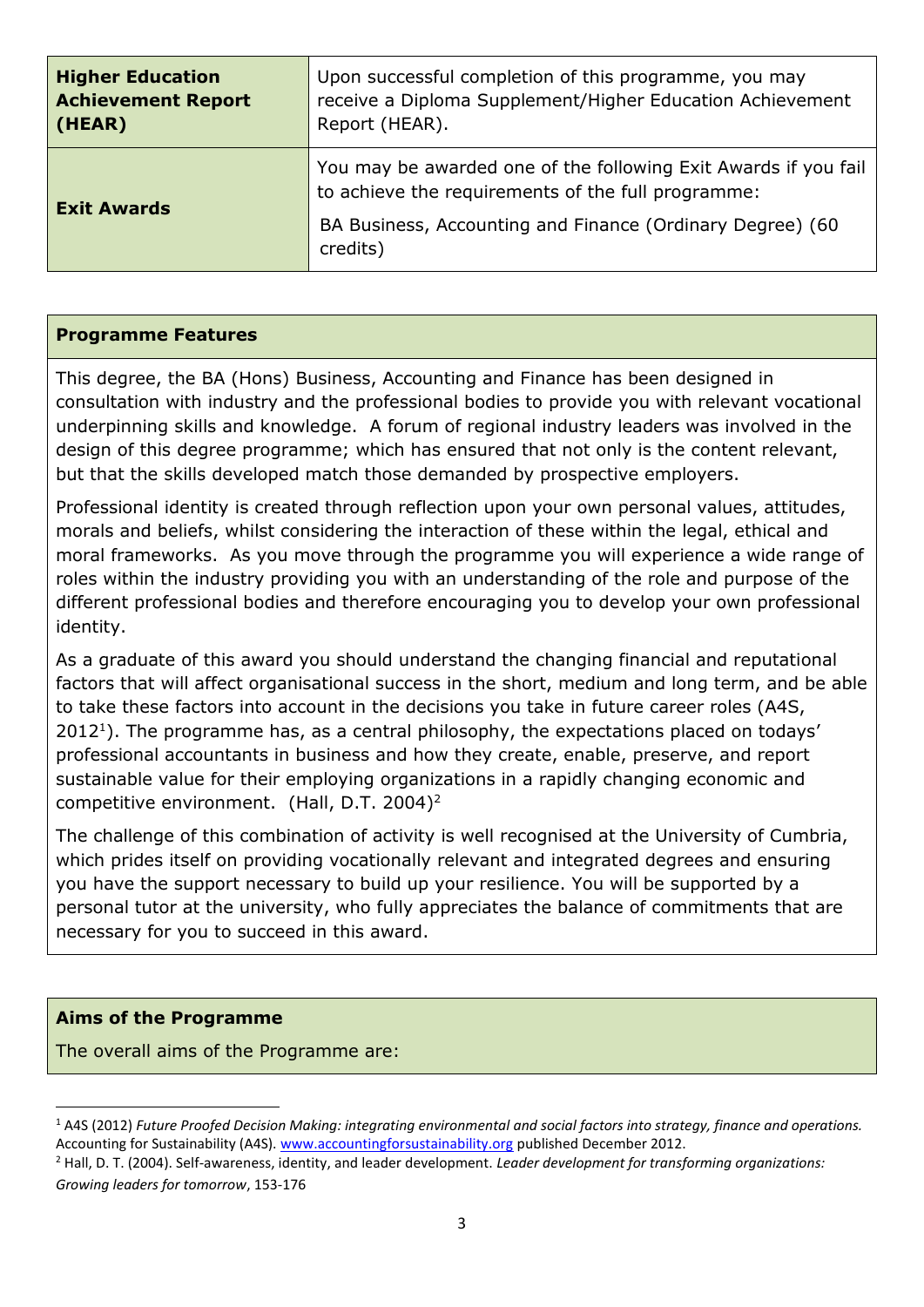| | |
|---|---|
| **Higher Education Achievement Report (HEAR)** | Upon successful completion of this programme, you may receive a Diploma Supplement/Higher Education Achievement Report (HEAR). |
| **Exit Awards** | You may be awarded one of the following Exit Awards if you fail to achieve the requirements of the full programme: BA Business, Accounting and Finance (Ordinary Degree) (60 credits) |

## Programme Features

This degree, the BA (Hons) Business, Accounting and Finance has been designed in consultation with industry and the professional bodies to provide you with relevant vocational underpinning skills and knowledge. A forum of regional industry leaders was involved in the design of this degree programme; which has ensured that not only is the content relevant, but that the skills developed match those demanded by prospective employers.

Professional identity is created through reflection upon your own personal values, attitudes, morals and beliefs, whilst considering the interaction of these within the legal, ethical and moral frameworks. As you move through the programme you will experience a wide range of roles within the industry providing you with an understanding of the role and purpose of the different professional bodies and therefore encouraging you to develop your own professional identity.

As a graduate of this award you should understand the changing financial and reputational factors that will affect organisational success in the short, medium and long term, and be able to take these factors into account in the decisions you take in future career roles (A4S, 2012[1]). The programme has, as a central philosophy, the expectations placed on todays' professional accountants in business and how they create, enable, preserve, and report sustainable value for their employing organizations in a rapidly changing economic and competitive environment. (Hall, D.T. 2004)[2]

The challenge of this combination of activity is well recognised at the University of Cumbria, which prides itself on providing vocationally relevant and integrated degrees and ensuring you have the support necessary to build up your resilience. You will be supported by a personal tutor at the university, who fully appreciates the balance of commitments that are necessary for you to succeed in this award.

## Aims of the Programme

The overall aims of the Programme are:

---

[1] A4S (2012) *Future Proofed Decision Making: integrating environmental and social factors into strategy, finance and operations.* Accounting for Sustainability (A4S). www.accountingforsustainability.org published December 2012.

[2] Hall, D. T. (2004). Self-awareness, identity, and leader development. *Leader development for transforming organizations: Growing leaders for tomorrow*, 153-176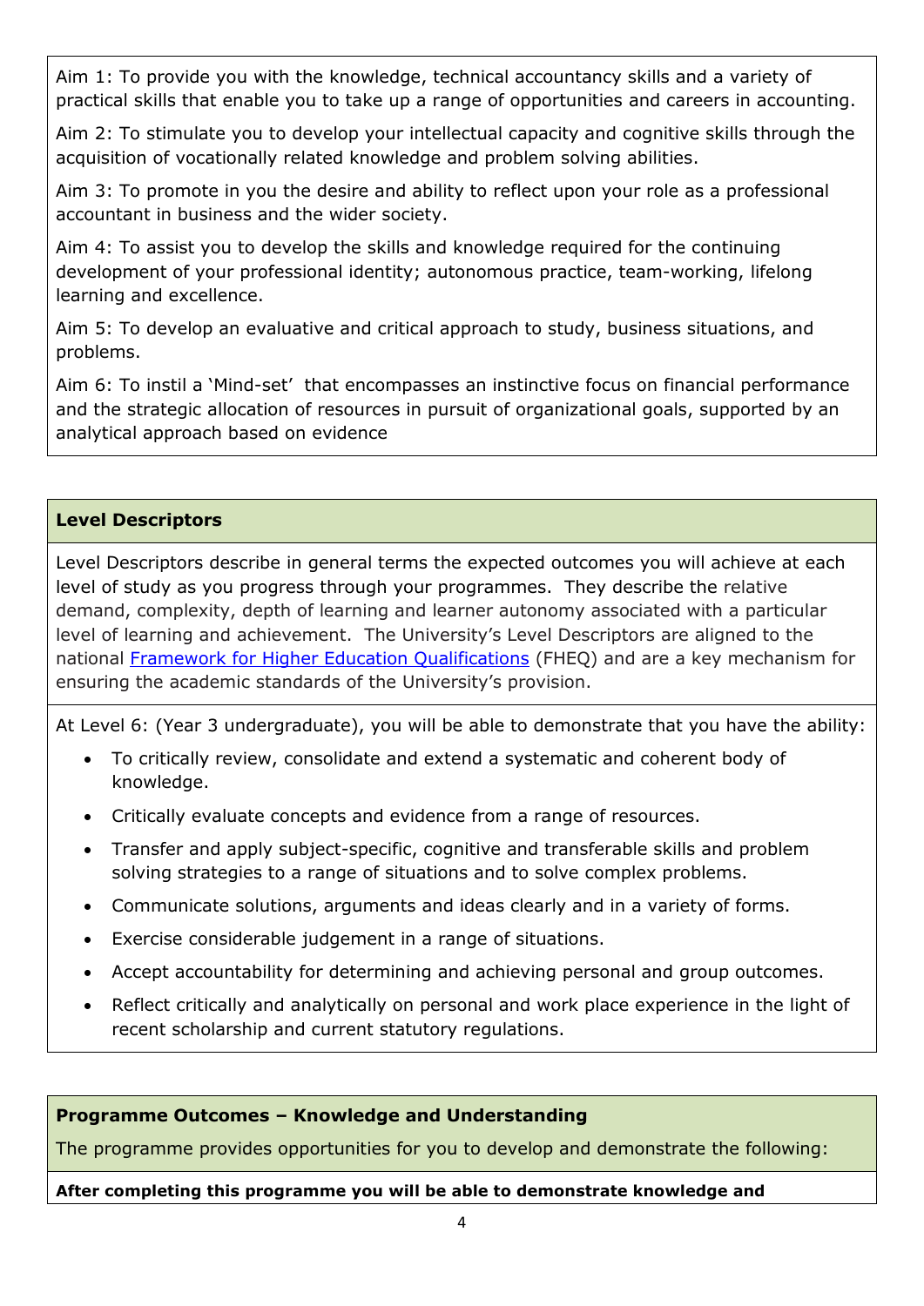Aim 1: To provide you with the knowledge, technical accountancy skills and a variety of practical skills that enable you to take up a range of opportunities and careers in accounting.

Aim 2: To stimulate you to develop your intellectual capacity and cognitive skills through the acquisition of vocationally related knowledge and problem solving abilities.

Aim 3: To promote in you the desire and ability to reflect upon your role as a professional accountant in business and the wider society.

Aim 4: To assist you to develop the skills and knowledge required for the continuing development of your professional identity; autonomous practice, team-working, lifelong learning and excellence.

Aim 5: To develop an evaluative and critical approach to study, business situations, and problems.

Aim 6: To instil a 'Mind-set' that encompasses an instinctive focus on financial performance and the strategic allocation of resources in pursuit of organizational goals, supported by an analytical approach based on evidence

## Level Descriptors

Level Descriptors describe in general terms the expected outcomes you will achieve at each level of study as you progress through your programmes. They describe the relative demand, complexity, depth of learning and learner autonomy associated with a particular level of learning and achievement. The University's Level Descriptors are aligned to the national [Framework for Higher Education Qualifications](Framework for Higher Education Qualifications) (FHEQ) and are a key mechanism for ensuring the academic standards of the University's provision.

At Level 6: (Year 3 undergraduate), you will be able to demonstrate that you have the ability:

- To critically review, consolidate and extend a systematic and coherent body of knowledge.
- Critically evaluate concepts and evidence from a range of resources.
- Transfer and apply subject-specific, cognitive and transferable skills and problem solving strategies to a range of situations and to solve complex problems.
- Communicate solutions, arguments and ideas clearly and in a variety of forms.
- Exercise considerable judgement in a range of situations.
- Accept accountability for determining and achieving personal and group outcomes.
- Reflect critically and analytically on personal and work place experience in the light of recent scholarship and current statutory regulations.

## Programme Outcomes – Knowledge and Understanding

The programme provides opportunities for you to develop and demonstrate the following:

**After completing this programme you will be able to demonstrate knowledge and**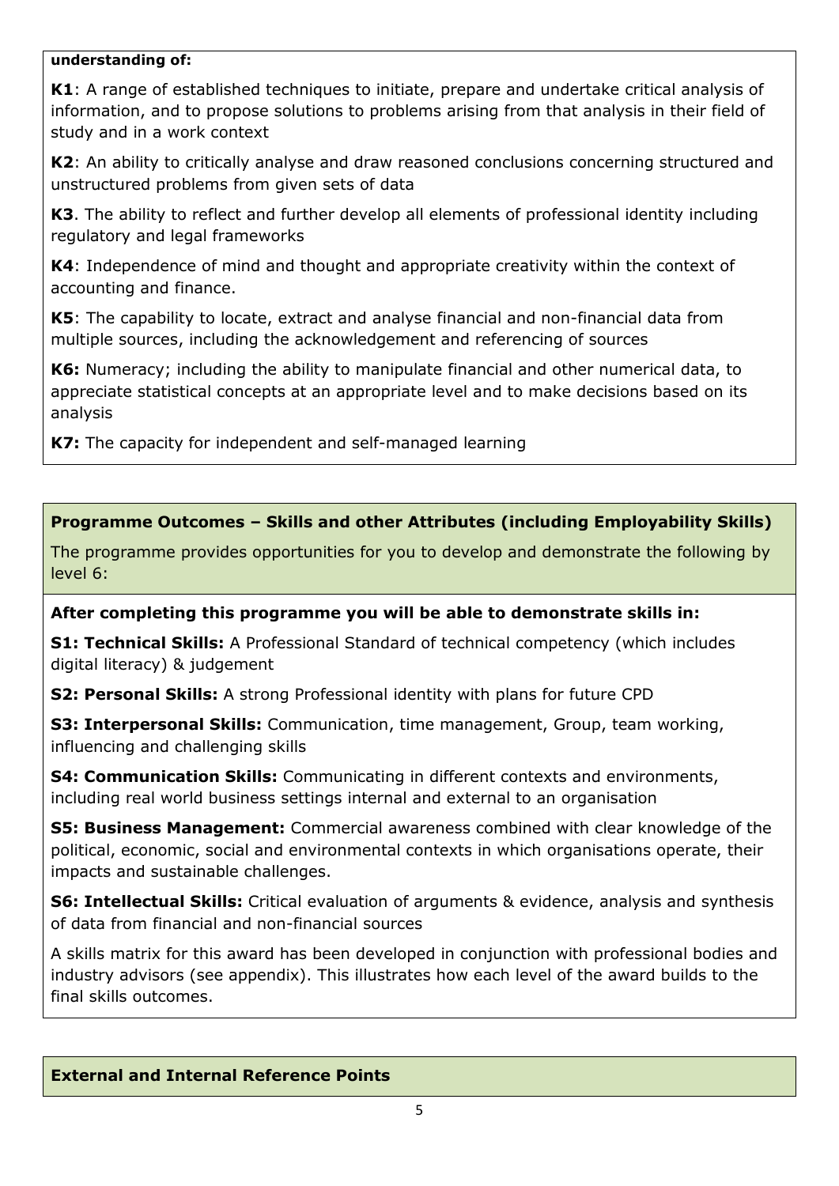**understanding of:**

**K1**: A range of established techniques to initiate, prepare and undertake critical analysis of information, and to propose solutions to problems arising from that analysis in their field of study and in a work context

**K2**: An ability to critically analyse and draw reasoned conclusions concerning structured and unstructured problems from given sets of data

**K3**. The ability to reflect and further develop all elements of professional identity including regulatory and legal frameworks

**K4**: Independence of mind and thought and appropriate creativity within the context of accounting and finance.

**K5**: The capability to locate, extract and analyse financial and non-financial data from multiple sources, including the acknowledgement and referencing of sources

**K6:** Numeracy; including the ability to manipulate financial and other numerical data, to appreciate statistical concepts at an appropriate level and to make decisions based on its analysis

**K7:** The capacity for independent and self-managed learning

**Programme Outcomes – Skills and other Attributes (including Employability Skills)**

The programme provides opportunities for you to develop and demonstrate the following by level 6:

**After completing this programme you will be able to demonstrate skills in:**

**S1: Technical Skills:** A Professional Standard of technical competency (which includes digital literacy) & judgement

**S2: Personal Skills:** A strong Professional identity with plans for future CPD

**S3: Interpersonal Skills:** Communication, time management, Group, team working, influencing and challenging skills

**S4: Communication Skills:** Communicating in different contexts and environments, including real world business settings internal and external to an organisation

**S5: Business Management:** Commercial awareness combined with clear knowledge of the political, economic, social and environmental contexts in which organisations operate, their impacts and sustainable challenges.

**S6: Intellectual Skills:** Critical evaluation of arguments & evidence, analysis and synthesis of data from financial and non-financial sources

A skills matrix for this award has been developed in conjunction with professional bodies and industry advisors (see appendix). This illustrates how each level of the award builds to the final skills outcomes.

**External and Internal Reference Points**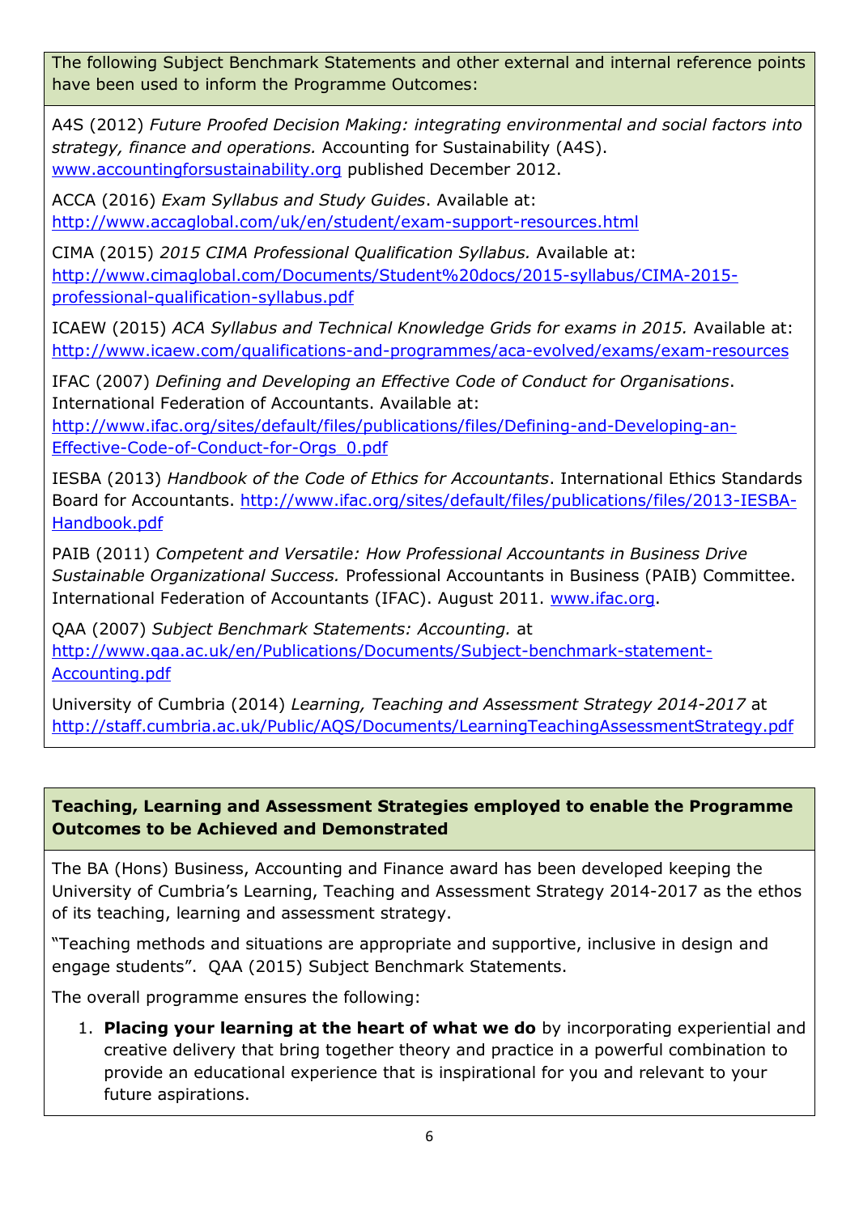**The following Subject Benchmark Statements and other external and internal reference points have been used to inform the Programme Outcomes:**

A4S (2012) *Future Proofed Decision Making: integrating environmental and social factors into strategy, finance and operations.* Accounting for Sustainability (A4S). www.accountingforsustainability.org published December 2012.

ACCA (2016) *Exam Syllabus and Study Guides*. Available at: http://www.accaglobal.com/uk/en/student/exam-support-resources.html

CIMA (2015) *2015 CIMA Professional Qualification Syllabus.* Available at: http://www.cimaglobal.com/Documents/Student%20docs/2015-syllabus/CIMA-2015-professional-qualification-syllabus.pdf

ICAEW (2015) *ACA Syllabus and Technical Knowledge Grids for exams in 2015.* Available at: http://www.icaew.com/qualifications-and-programmes/aca-evolved/exams/exam-resources

IFAC (2007) *Defining and Developing an Effective Code of Conduct for Organisations*. International Federation of Accountants. Available at: http://www.ifac.org/sites/default/files/publications/files/Defining-and-Developing-an-Effective-Code-of-Conduct-for-Orgs_0.pdf

IESBA (2013) *Handbook of the Code of Ethics for Accountants*. International Ethics Standards Board for Accountants. http://www.ifac.org/sites/default/files/publications/files/2013-IESBA-Handbook.pdf

PAIB (2011) *Competent and Versatile: How Professional Accountants in Business Drive Sustainable Organizational Success.* Professional Accountants in Business (PAIB) Committee. International Federation of Accountants (IFAC). August 2011. www.ifac.org.

QAA (2007) *Subject Benchmark Statements: Accounting.* at http://www.qaa.ac.uk/en/Publications/Documents/Subject-benchmark-statement-Accounting.pdf

University of Cumbria (2014) *Learning, Teaching and Assessment Strategy 2014-2017* at http://staff.cumbria.ac.uk/Public/AQS/Documents/LearningTeachingAssessmentStrategy.pdf

**Teaching, Learning and Assessment Strategies employed to enable the Programme Outcomes to be Achieved and Demonstrated**

The BA (Hons) Business, Accounting and Finance award has been developed keeping the University of Cumbria's Learning, Teaching and Assessment Strategy 2014-2017 as the ethos of its teaching, learning and assessment strategy.

"Teaching methods and situations are appropriate and supportive, inclusive in design and engage students". QAA (2015) Subject Benchmark Statements.

The overall programme ensures the following:

1. **Placing your learning at the heart of what we do** by incorporating experiential and creative delivery that bring together theory and practice in a powerful combination to provide an educational experience that is inspirational for you and relevant to your future aspirations.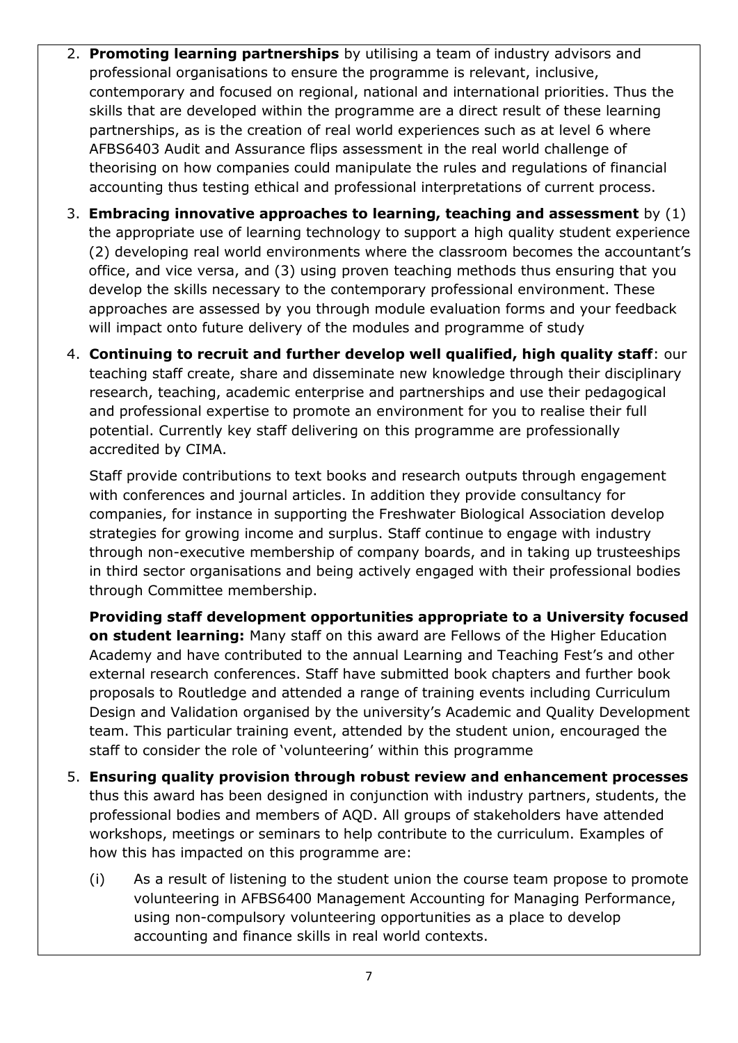2. **Promoting learning partnerships** by utilising a team of industry advisors and professional organisations to ensure the programme is relevant, inclusive, contemporary and focused on regional, national and international priorities. Thus the skills that are developed within the programme are a direct result of these learning partnerships, as is the creation of real world experiences such as at level 6 where AFBS6403 Audit and Assurance flips assessment in the real world challenge of theorising on how companies could manipulate the rules and regulations of financial accounting thus testing ethical and professional interpretations of current process.

3. **Embracing innovative approaches to learning, teaching and assessment** by (1) the appropriate use of learning technology to support a high quality student experience (2) developing real world environments where the classroom becomes the accountant's office, and vice versa, and (3) using proven teaching methods thus ensuring that you develop the skills necessary to the contemporary professional environment. These approaches are assessed by you through module evaluation forms and your feedback will impact onto future delivery of the modules and programme of study

4. **Continuing to recruit and further develop well qualified, high quality staff**: our teaching staff create, share and disseminate new knowledge through their disciplinary research, teaching, academic enterprise and partnerships and use their pedagogical and professional expertise to promote an environment for you to realise their full potential. Currently key staff delivering on this programme are professionally accredited by CIMA.

   Staff provide contributions to text books and research outputs through engagement with conferences and journal articles. In addition they provide consultancy for companies, for instance in supporting the Freshwater Biological Association develop strategies for growing income and surplus. Staff continue to engage with industry through non-executive membership of company boards, and in taking up trusteeships in third sector organisations and being actively engaged with their professional bodies through Committee membership.

   **Providing staff development opportunities appropriate to a University focused on student learning:** Many staff on this award are Fellows of the Higher Education Academy and have contributed to the annual Learning and Teaching Fest's and other external research conferences. Staff have submitted book chapters and further book proposals to Routledge and attended a range of training events including Curriculum Design and Validation organised by the university's Academic and Quality Development team. This particular training event, attended by the student union, encouraged the staff to consider the role of 'volunteering' within this programme

5. **Ensuring quality provision through robust review and enhancement processes** thus this award has been designed in conjunction with industry partners, students, the professional bodies and members of AQD. All groups of stakeholders have attended workshops, meetings or seminars to help contribute to the curriculum. Examples of how this has impacted on this programme are:

   (i) As a result of listening to the student union the course team propose to promote volunteering in AFBS6400 Management Accounting for Managing Performance, using non-compulsory volunteering opportunities as a place to develop accounting and finance skills in real world contexts.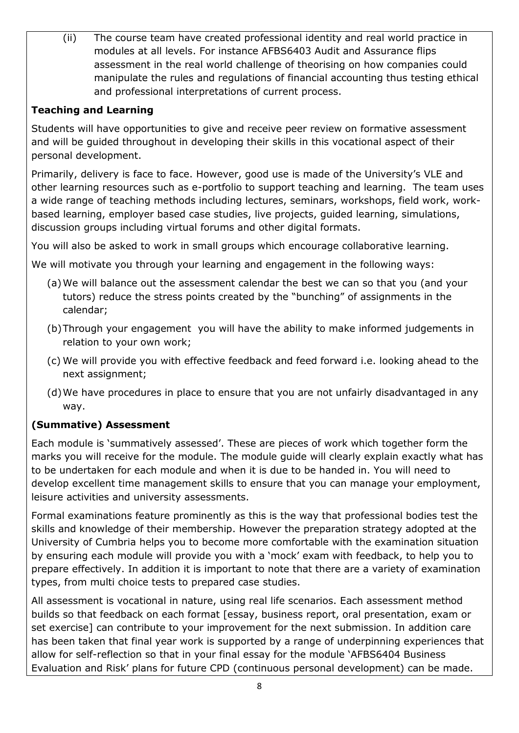(ii) The course team have created professional identity and real world practice in modules at all levels. For instance AFBS6403 Audit and Assurance flips assessment in the real world challenge of theorising on how companies could manipulate the rules and regulations of financial accounting thus testing ethical and professional interpretations of current process.

**Teaching and Learning**

Students will have opportunities to give and receive peer review on formative assessment and will be guided throughout in developing their skills in this vocational aspect of their personal development.

Primarily, delivery is face to face. However, good use is made of the University's VLE and other learning resources such as e-portfolio to support teaching and learning. The team uses a wide range of teaching methods including lectures, seminars, workshops, field work, work-based learning, employer based case studies, live projects, guided learning, simulations, discussion groups including virtual forums and other digital formats.

You will also be asked to work in small groups which encourage collaborative learning.

We will motivate you through your learning and engagement in the following ways:

(a) We will balance out the assessment calendar the best we can so that you (and your tutors) reduce the stress points created by the "bunching" of assignments in the calendar;

(b) Through your engagement you will have the ability to make informed judgements in relation to your own work;

(c) We will provide you with effective feedback and feed forward i.e. looking ahead to the next assignment;

(d) We have procedures in place to ensure that you are not unfairly disadvantaged in any way.

**(Summative) Assessment**

Each module is 'summatively assessed'. These are pieces of work which together form the marks you will receive for the module. The module guide will clearly explain exactly what has to be undertaken for each module and when it is due to be handed in. You will need to develop excellent time management skills to ensure that you can manage your employment, leisure activities and university assessments.

Formal examinations feature prominently as this is the way that professional bodies test the skills and knowledge of their membership. However the preparation strategy adopted at the University of Cumbria helps you to become more comfortable with the examination situation by ensuring each module will provide you with a 'mock' exam with feedback, to help you to prepare effectively. In addition it is important to note that there are a variety of examination types, from multi choice tests to prepared case studies.

All assessment is vocational in nature, using real life scenarios. Each assessment method builds so that feedback on each format [essay, business report, oral presentation, exam or set exercise] can contribute to your improvement for the next submission. In addition care has been taken that final year work is supported by a range of underpinning experiences that allow for self-reflection so that in your final essay for the module 'AFBS6404 Business Evaluation and Risk' plans for future CPD (continuous personal development) can be made.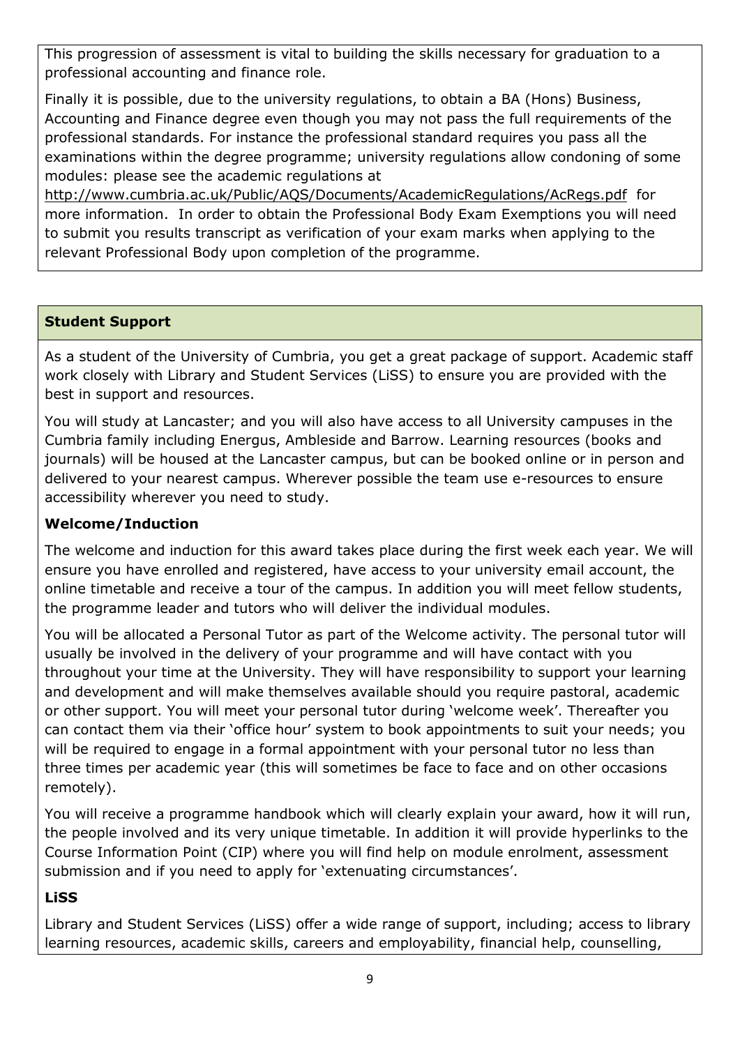This progression of assessment is vital to building the skills necessary for graduation to a professional accounting and finance role.

Finally it is possible, due to the university regulations, to obtain a BA (Hons) Business, Accounting and Finance degree even though you may not pass the full requirements of the professional standards. For instance the professional standard requires you pass all the examinations within the degree programme; university regulations allow condoning of some modules: please see the academic regulations at http://www.cumbria.ac.uk/Public/AQS/Documents/AcademicRegulations/AcRegs.pdf for more information. In order to obtain the Professional Body Exam Exemptions you will need to submit you results transcript as verification of your exam marks when applying to the relevant Professional Body upon completion of the programme.

## Student Support

As a student of the University of Cumbria, you get a great package of support. Academic staff work closely with Library and Student Services (LiSS) to ensure you are provided with the best in support and resources.

You will study at Lancaster; and you will also have access to all University campuses in the Cumbria family including Energus, Ambleside and Barrow. Learning resources (books and journals) will be housed at the Lancaster campus, but can be booked online or in person and delivered to your nearest campus. Wherever possible the team use e-resources to ensure accessibility wherever you need to study.

### Welcome/Induction

The welcome and induction for this award takes place during the first week each year. We will ensure you have enrolled and registered, have access to your university email account, the online timetable and receive a tour of the campus. In addition you will meet fellow students, the programme leader and tutors who will deliver the individual modules.

You will be allocated a Personal Tutor as part of the Welcome activity. The personal tutor will usually be involved in the delivery of your programme and will have contact with you throughout your time at the University. They will have responsibility to support your learning and development and will make themselves available should you require pastoral, academic or other support. You will meet your personal tutor during 'welcome week'. Thereafter you can contact them via their 'office hour' system to book appointments to suit your needs; you will be required to engage in a formal appointment with your personal tutor no less than three times per academic year (this will sometimes be face to face and on other occasions remotely).

You will receive a programme handbook which will clearly explain your award, how it will run, the people involved and its very unique timetable. In addition it will provide hyperlinks to the Course Information Point (CIP) where you will find help on module enrolment, assessment submission and if you need to apply for 'extenuating circumstances'.

### LiSS

Library and Student Services (LiSS) offer a wide range of support, including; access to library learning resources, academic skills, careers and employability, financial help, counselling,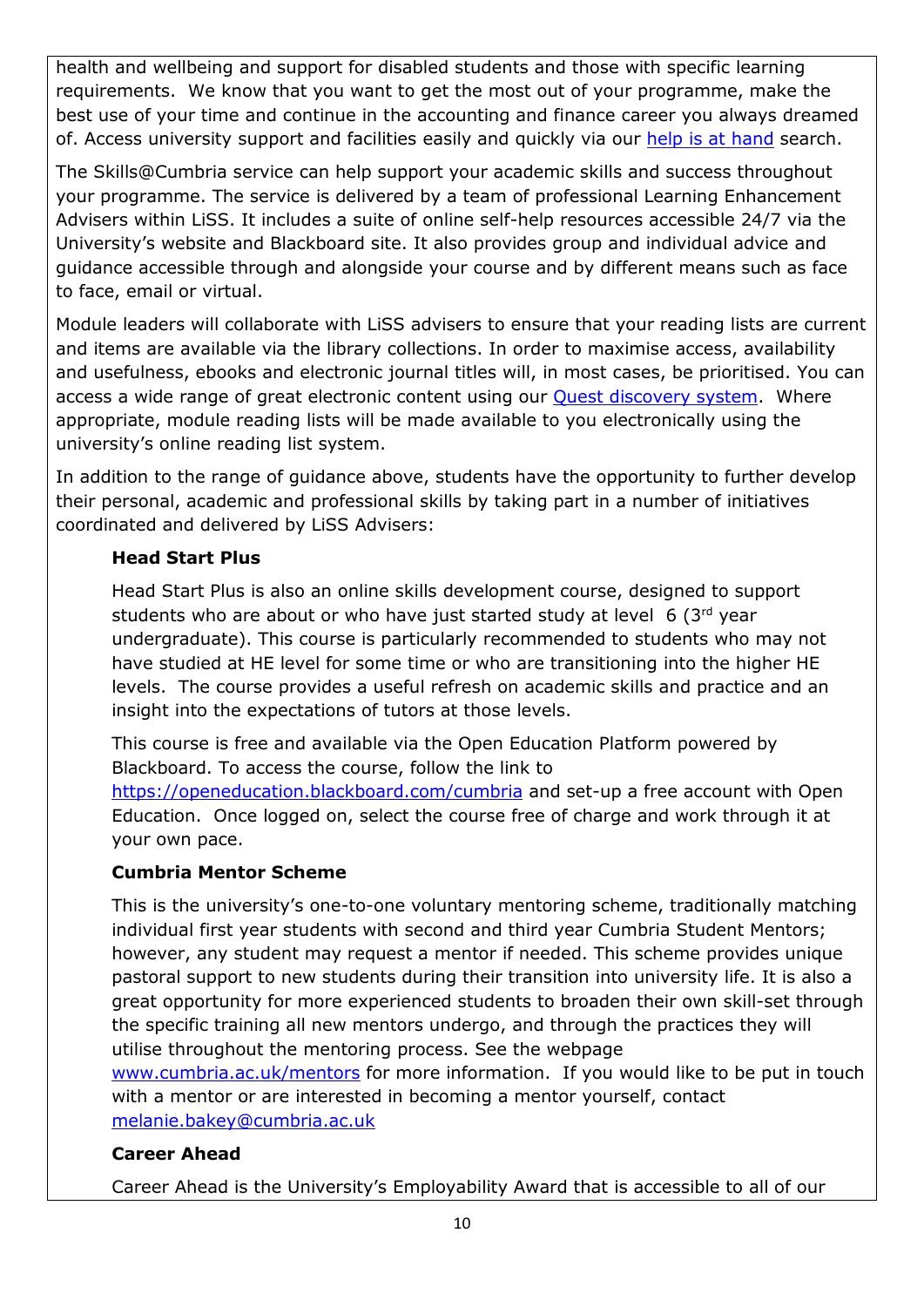health and wellbeing and support for disabled students and those with specific learning requirements. We know that you want to get the most out of your programme, make the best use of your time and continue in the accounting and finance career you always dreamed of. Access university support and facilities easily and quickly via our [help is at hand](help is at hand) search.

The Skills@Cumbria service can help support your academic skills and success throughout your programme. The service is delivered by a team of professional Learning Enhancement Advisers within LiSS. It includes a suite of online self-help resources accessible 24/7 via the University's website and Blackboard site. It also provides group and individual advice and guidance accessible through and alongside your course and by different means such as face to face, email or virtual.

Module leaders will collaborate with LiSS advisers to ensure that your reading lists are current and items are available via the library collections. In order to maximise access, availability and usefulness, ebooks and electronic journal titles will, in most cases, be prioritised. You can access a wide range of great electronic content using our Quest discovery system. Where appropriate, module reading lists will be made available to you electronically using the university's online reading list system.

In addition to the range of guidance above, students have the opportunity to further develop their personal, academic and professional skills by taking part in a number of initiatives coordinated and delivered by LiSS Advisers:

**Head Start Plus**

Head Start Plus is also an online skills development course, designed to support students who are about or who have just started study at level 6 (3rd year undergraduate). This course is particularly recommended to students who may not have studied at HE level for some time or who are transitioning into the higher HE levels. The course provides a useful refresh on academic skills and practice and an insight into the expectations of tutors at those levels.

This course is free and available via the Open Education Platform powered by Blackboard. To access the course, follow the link to https://openeducation.blackboard.com/cumbria and set-up a free account with Open Education. Once logged on, select the course free of charge and work through it at your own pace.

**Cumbria Mentor Scheme**

This is the university's one-to-one voluntary mentoring scheme, traditionally matching individual first year students with second and third year Cumbria Student Mentors; however, any student may request a mentor if needed. This scheme provides unique pastoral support to new students during their transition into university life. It is also a great opportunity for more experienced students to broaden their own skill-set through the specific training all new mentors undergo, and through the practices they will utilise throughout the mentoring process. See the webpage www.cumbria.ac.uk/mentors for more information. If you would like to be put in touch with a mentor or are interested in becoming a mentor yourself, contact melanie.bakey@cumbria.ac.uk

**Career Ahead**

Career Ahead is the University's Employability Award that is accessible to all of our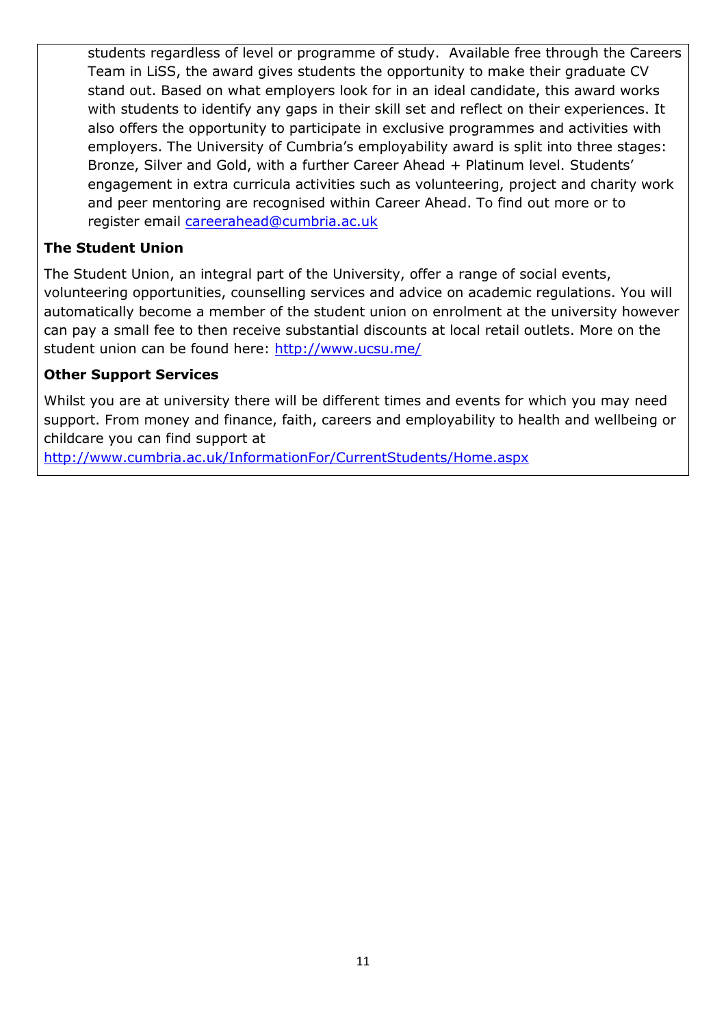students regardless of level or programme of study. Available free through the Careers Team in LiSS, the award gives students the opportunity to make their graduate CV stand out. Based on what employers look for in an ideal candidate, this award works with students to identify any gaps in their skill set and reflect on their experiences. It also offers the opportunity to participate in exclusive programmes and activities with employers. The University of Cumbria's employability award is split into three stages: Bronze, Silver and Gold, with a further Career Ahead + Platinum level. Students' engagement in extra curricula activities such as volunteering, project and charity work and peer mentoring are recognised within Career Ahead. To find out more or to register email careerahead@cumbria.ac.uk

**The Student Union**

The Student Union, an integral part of the University, offer a range of social events, volunteering opportunities, counselling services and advice on academic regulations. You will automatically become a member of the student union on enrolment at the university however can pay a small fee to then receive substantial discounts at local retail outlets. More on the student union can be found here: http://www.ucsu.me/

**Other Support Services**

Whilst you are at university there will be different times and events for which you may need support. From money and finance, faith, careers and employability to health and wellbeing or childcare you can find support at http://www.cumbria.ac.uk/InformationFor/CurrentStudents/Home.aspx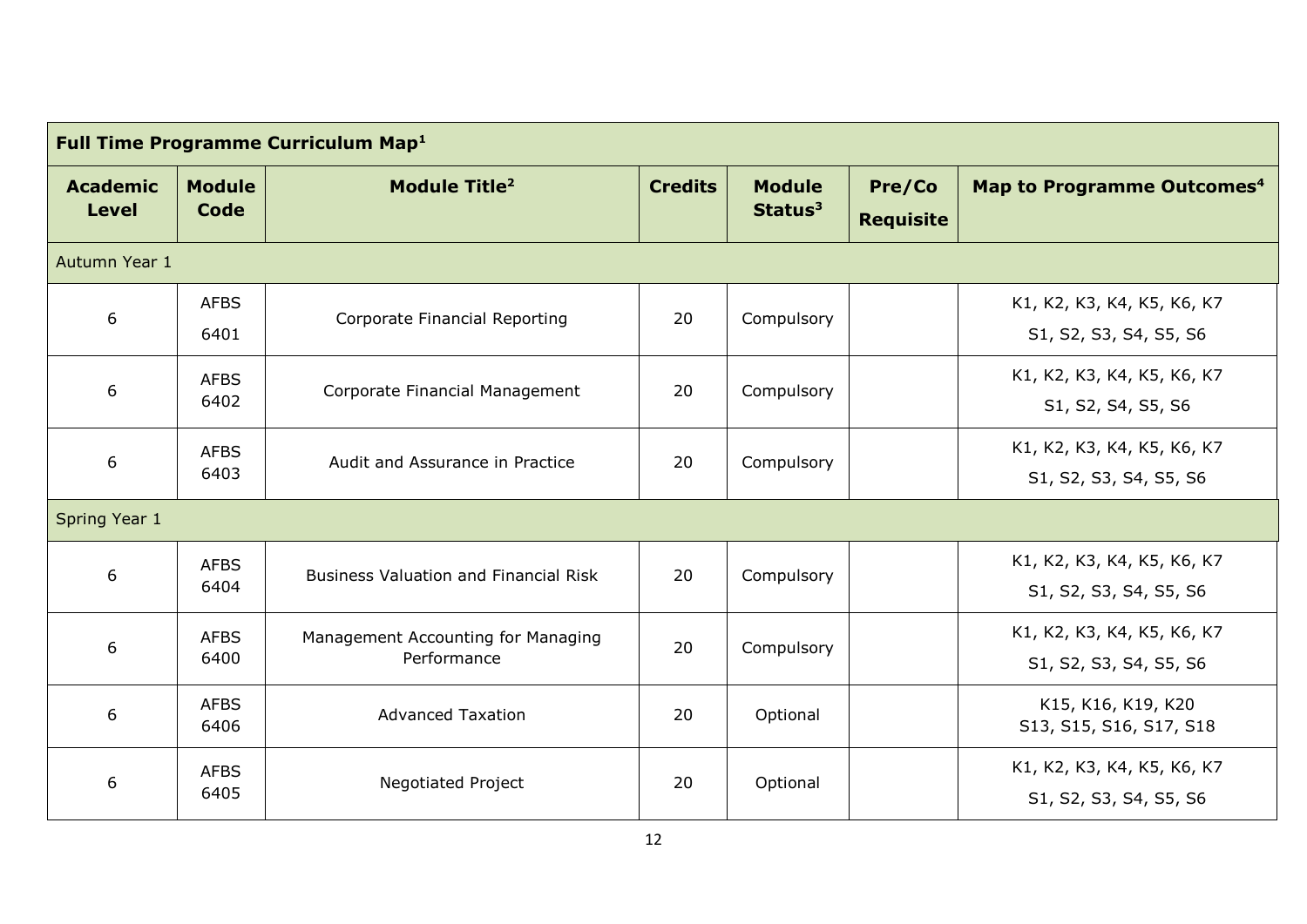| Full Time Programme Curriculum Map[1] | | | | | | |
|---|---|---|---|---|---|---|
| **Academic Level** | **Module Code** | **Module Title[2]** | **Credits** | **Module Status[3]** | **Pre/Co Requisite** | **Map to Programme Outcomes[4]** |
| Autumn Year 1 | | | | | | |
| 6 | AFBS 6401 | Corporate Financial Reporting | 20 | Compulsory | | K1, K2, K3, K4, K5, K6, K7 S1, S2, S3, S4, S5, S6 |
| 6 | AFBS 6402 | Corporate Financial Management | 20 | Compulsory | | K1, K2, K3, K4, K5, K6, K7 S1, S2, S4, S5, S6 |
| 6 | AFBS 6403 | Audit and Assurance in Practice | 20 | Compulsory | | K1, K2, K3, K4, K5, K6, K7 S1, S2, S3, S4, S5, S6 |
| Spring Year 1 | | | | | | |
| 6 | AFBS 6404 | Business Valuation and Financial Risk | 20 | Compulsory | | K1, K2, K3, K4, K5, K6, K7 S1, S2, S3, S4, S5, S6 |
| 6 | AFBS 6400 | Management Accounting for Managing Performance | 20 | Compulsory | | K1, K2, K3, K4, K5, K6, K7 S1, S2, S3, S4, S5, S6 |
| 6 | AFBS 6406 | Advanced Taxation | 20 | Optional | | K15, K16, K19, K20 S13, S15, S16, S17, S18 |
| 6 | AFBS 6405 | Negotiated Project | 20 | Optional | | K1, K2, K3, K4, K5, K6, K7 S1, S2, S3, S4, S5, S6 |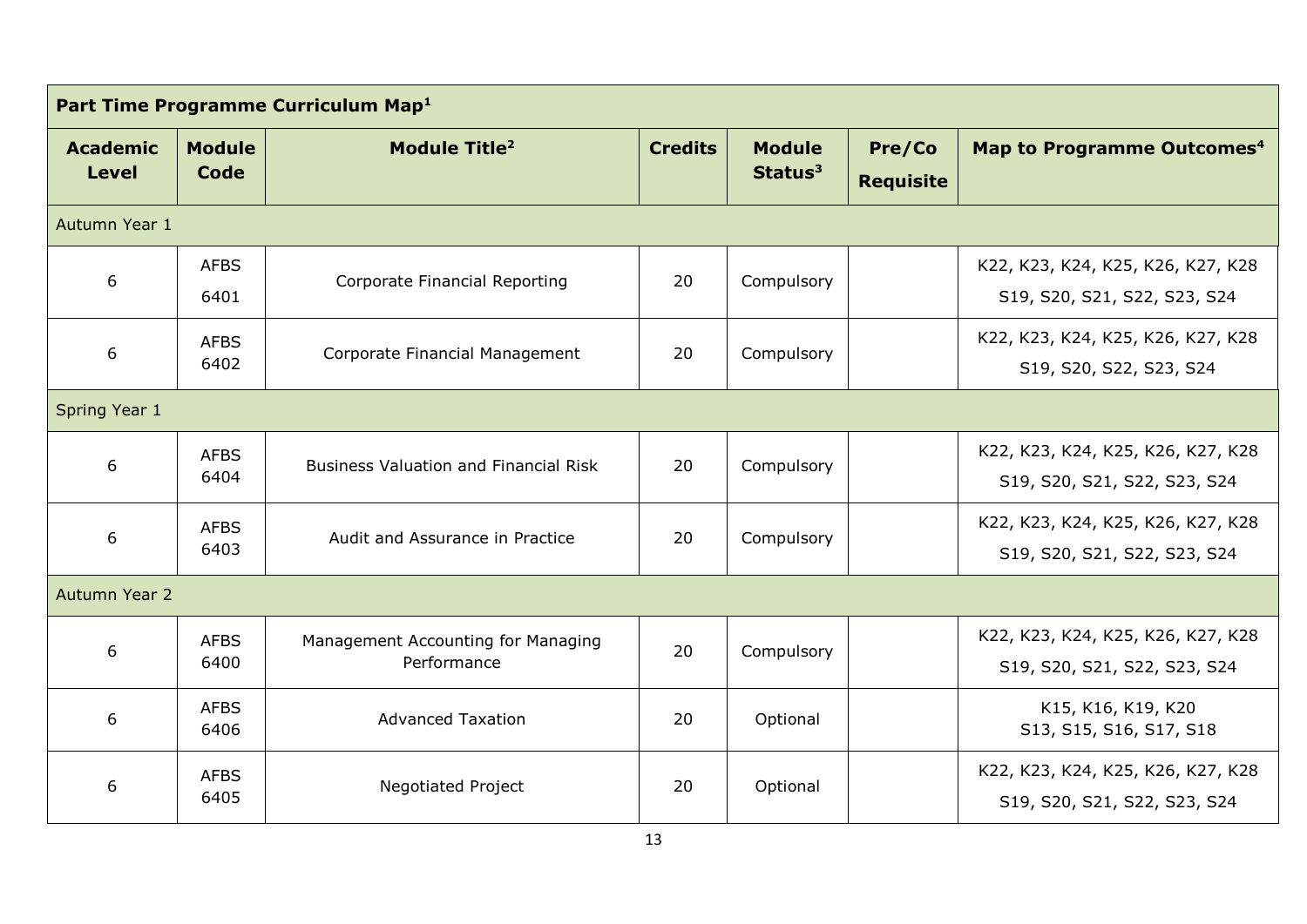| Part Time Programme Curriculum Map[1] | | | | | | |
|---|---|---|---|---|---|---|
| **Academic Level** | **Module Code** | **Module Title[2]** | **Credits** | **Module Status[3]** | **Pre/Co Requisite** | **Map to Programme Outcomes[4]** |
| Autumn Year 1 | | | | | | |
| 6 | AFBS 6401 | Corporate Financial Reporting | 20 | Compulsory | | K22, K23, K24, K25, K26, K27, K28 S19, S20, S21, S22, S23, S24 |
| 6 | AFBS 6402 | Corporate Financial Management | 20 | Compulsory | | K22, K23, K24, K25, K26, K27, K28 S19, S20, S22, S23, S24 |
| Spring Year 1 | | | | | | |
| 6 | AFBS 6404 | Business Valuation and Financial Risk | 20 | Compulsory | | K22, K23, K24, K25, K26, K27, K28 S19, S20, S21, S22, S23, S24 |
| 6 | AFBS 6403 | Audit and Assurance in Practice | 20 | Compulsory | | K22, K23, K24, K25, K26, K27, K28 S19, S20, S21, S22, S23, S24 |
| Autumn Year 2 | | | | | | |
| 6 | AFBS 6400 | Management Accounting for Managing Performance | 20 | Compulsory | | K22, K23, K24, K25, K26, K27, K28 S19, S20, S21, S22, S23, S24 |
| 6 | AFBS 6406 | Advanced Taxation | 20 | Optional | | K15, K16, K19, K20 S13, S15, S16, S17, S18 |
| 6 | AFBS 6405 | Negotiated Project | 20 | Optional | | K22, K23, K24, K25, K26, K27, K28 S19, S20, S21, S22, S23, S24 |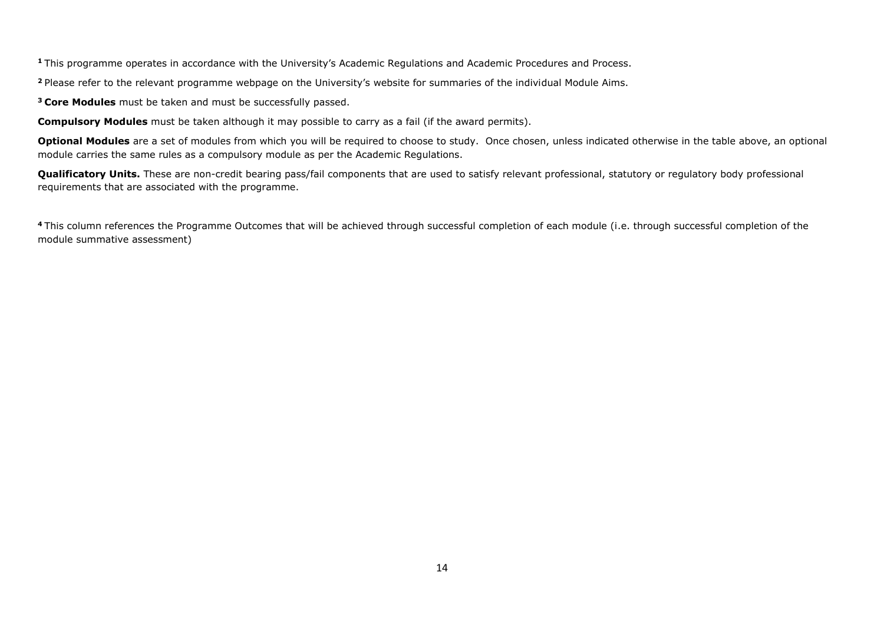[1] This programme operates in accordance with the University's Academic Regulations and Academic Procedures and Process.

[2] Please refer to the relevant programme webpage on the University's website for summaries of the individual Module Aims.

[3] **Core Modules** must be taken and must be successfully passed.

**Compulsory Modules** must be taken although it may possible to carry as a fail (if the award permits).

**Optional Modules** are a set of modules from which you will be required to choose to study. Once chosen, unless indicated otherwise in the table above, an optional module carries the same rules as a compulsory module as per the Academic Regulations.

**Qualificatory Units.** These are non-credit bearing pass/fail components that are used to satisfy relevant professional, statutory or regulatory body professional requirements that are associated with the programme.

[4] This column references the Programme Outcomes that will be achieved through successful completion of each module (i.e. through successful completion of the module summative assessment)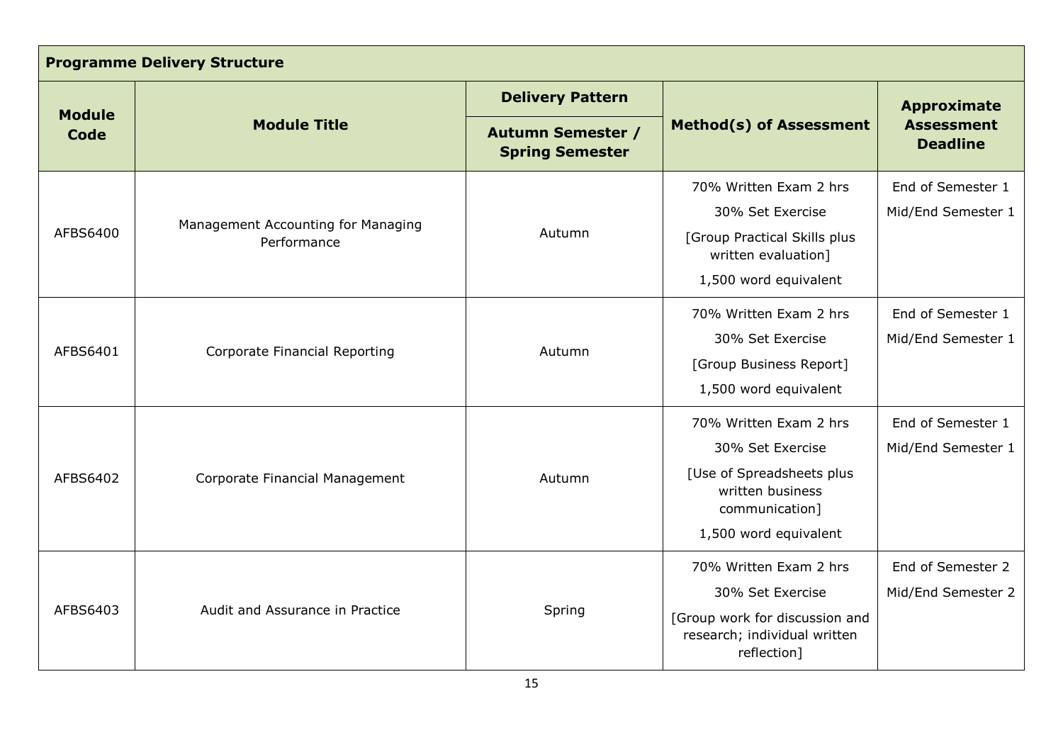| Programme Delivery Structure | | | | |
|---|---|---|---|---|
| **Module Code** | **Module Title** | **Delivery Pattern** | **Method(s) of Assessment** | **Approximate Assessment Deadline** |
| | | **Autumn Semester / Spring Semester** | | |
| AFBS6400 | Management Accounting for Managing Performance | Autumn | 70% Written Exam 2 hrs<br>30% Set Exercise<br>[Group Practical Skills plus written evaluation]<br>1,500 word equivalent | End of Semester 1<br>Mid/End Semester 1 |
| AFBS6401 | Corporate Financial Reporting | Autumn | 70% Written Exam 2 hrs<br>30% Set Exercise<br>[Group Business Report]<br>1,500 word equivalent | End of Semester 1<br>Mid/End Semester 1 |
| AFBS6402 | Corporate Financial Management | Autumn | 70% Written Exam 2 hrs<br>30% Set Exercise<br>[Use of Spreadsheets plus written business communication]<br>1,500 word equivalent | End of Semester 1<br>Mid/End Semester 1 |
| AFBS6403 | Audit and Assurance in Practice | Spring | 70% Written Exam 2 hrs<br>30% Set Exercise<br>[Group work for discussion and research; individual written reflection] | End of Semester 2<br>Mid/End Semester 2 |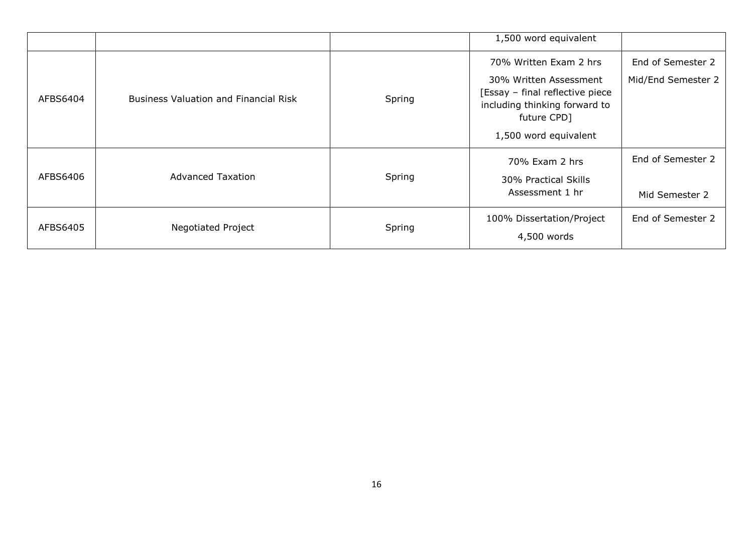| | | | | |
|---|---|---|---|---|
| | | | 1,500 word equivalent | |
| AFBS6404 | Business Valuation and Financial Risk | Spring | 70% Written Exam 2 hrs<br>30% Written Assessment [Essay – final reflective piece including thinking forward to future CPD]<br>1,500 word equivalent | End of Semester 2<br>Mid/End Semester 2 |
| AFBS6406 | Advanced Taxation | Spring | 70% Exam 2 hrs<br>30% Practical Skills Assessment 1 hr | End of Semester 2<br>Mid Semester 2 |
| AFBS6405 | Negotiated Project | Spring | 100% Dissertation/Project<br>4,500 words | End of Semester 2 |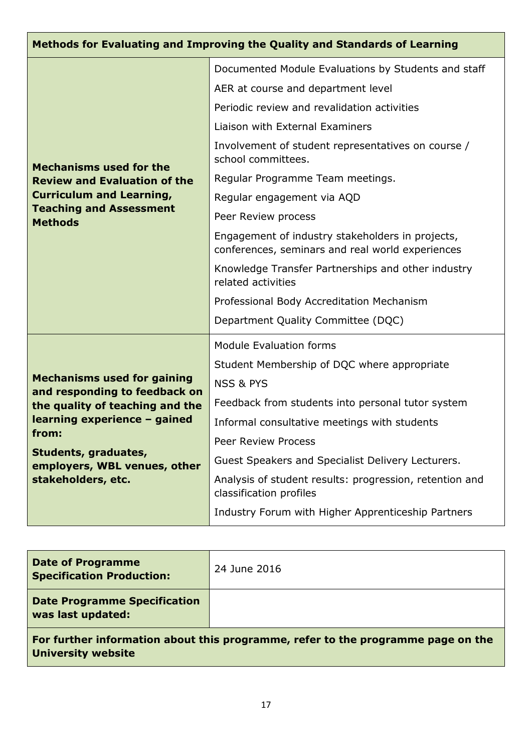| Methods for Evaluating and Improving the Quality and Standards of Learning | |
|---|---|
| **Mechanisms used for the Review and Evaluation of the Curriculum and Learning, Teaching and Assessment Methods** | Documented Module Evaluations by Students and staff<br>AER at course and department level<br>Periodic review and revalidation activities<br>Liaison with External Examiners<br>Involvement of student representatives on course / school committees.<br>Regular Programme Team meetings.<br>Regular engagement via AQD<br>Peer Review process<br>Engagement of industry stakeholders in projects, conferences, seminars and real world experiences<br>Knowledge Transfer Partnerships and other industry related activities<br>Professional Body Accreditation Mechanism<br>Department Quality Committee (DQC) |
| **Mechanisms used for gaining and responding to feedback on the quality of teaching and the learning experience – gained from:**<br>**Students, graduates, employers, WBL venues, other stakeholders, etc.** | Module Evaluation forms<br>Student Membership of DQC where appropriate<br>NSS & PYS<br>Feedback from students into personal tutor system<br>Informal consultative meetings with students<br>Peer Review Process<br>Guest Speakers and Specialist Delivery Lecturers.<br>Analysis of student results: progression, retention and classification profiles<br>Industry Forum with Higher Apprenticeship Partners |

| **Date of Programme Specification Production:** | 24 June 2016 |
|---|---|
| **Date Programme Specification was last updated:** | |
| **For further information about this programme, refer to the programme page on the University website** | |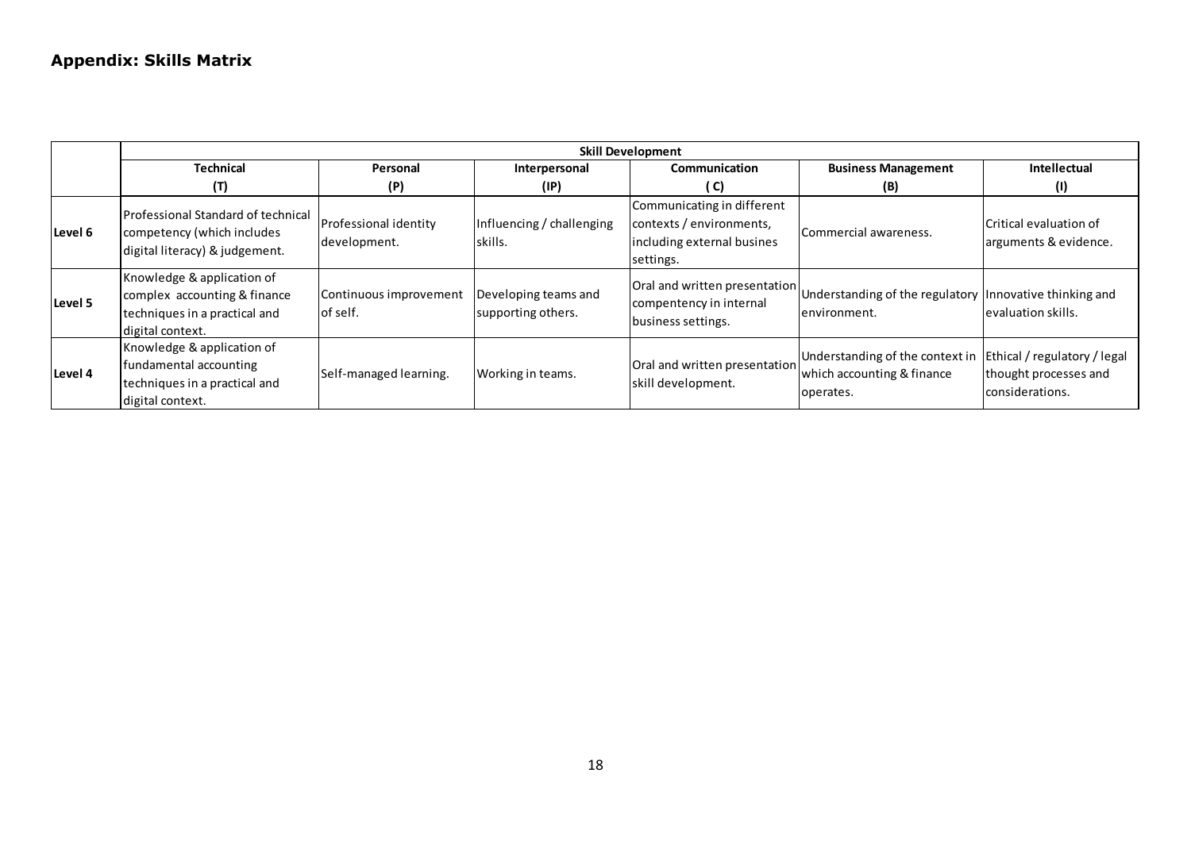## Appendix: Skills Matrix

| | Skill Development | | | | | |
|---|---|---|---|---|---|---|
| | Technical (T) | Personal (P) | Interpersonal (IP) | Communication ( C) | Business Management (B) | Intellectual (I) |
| Level 6 | Professional Standard of technical competency (which includes digital literacy) & judgement. | Professional identity development. | Influencing / challenging skills. | Communicating in different contexts / environments, including external busines settings. | Commercial awareness. | Critical evaluation of arguments & evidence. |
| Level 5 | Knowledge & application of complex accounting & finance techniques in a practical and digital context. | Continuous improvement of self. | Developing teams and supporting others. | Oral and written presentation compentency in internal business settings. | Understanding of the regulatory environment. | Innovative thinking and evaluation skills. |
| Level 4 | Knowledge & application of fundamental accounting techniques in a practical and digital context. | Self-managed learning. | Working in teams. | Oral and written presentation skill development. | Understanding of the context in which accounting & finance operates. | Ethical / regulatory / legal thought processes and considerations. |